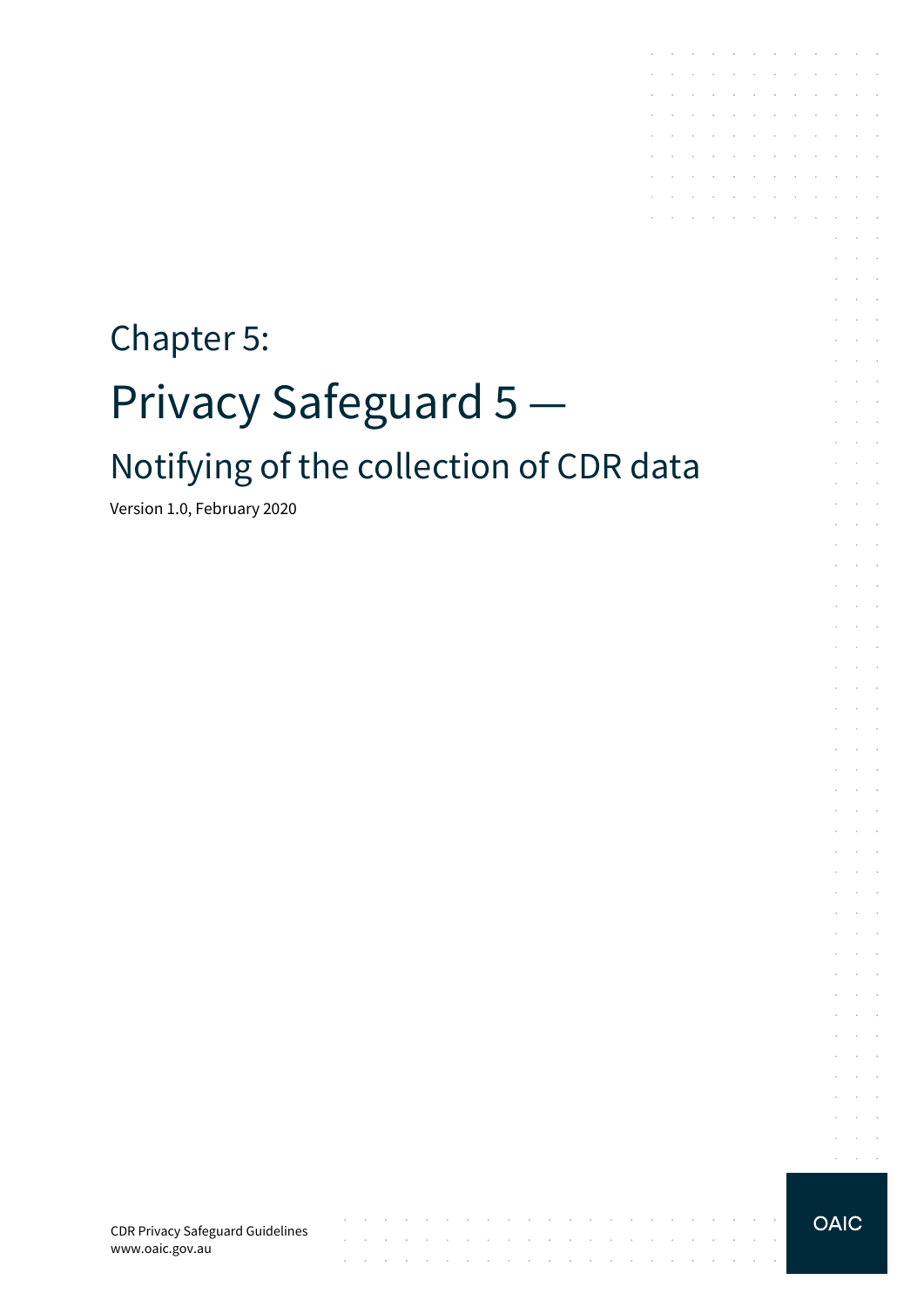# Chapter 5:

# Privacy Safeguard 5 —

## Notifying of the collection of CDR data

Version 1.0, February 2020

CDR Privacy Safeguard Guidelines
www.oaic.gov.au

OAIC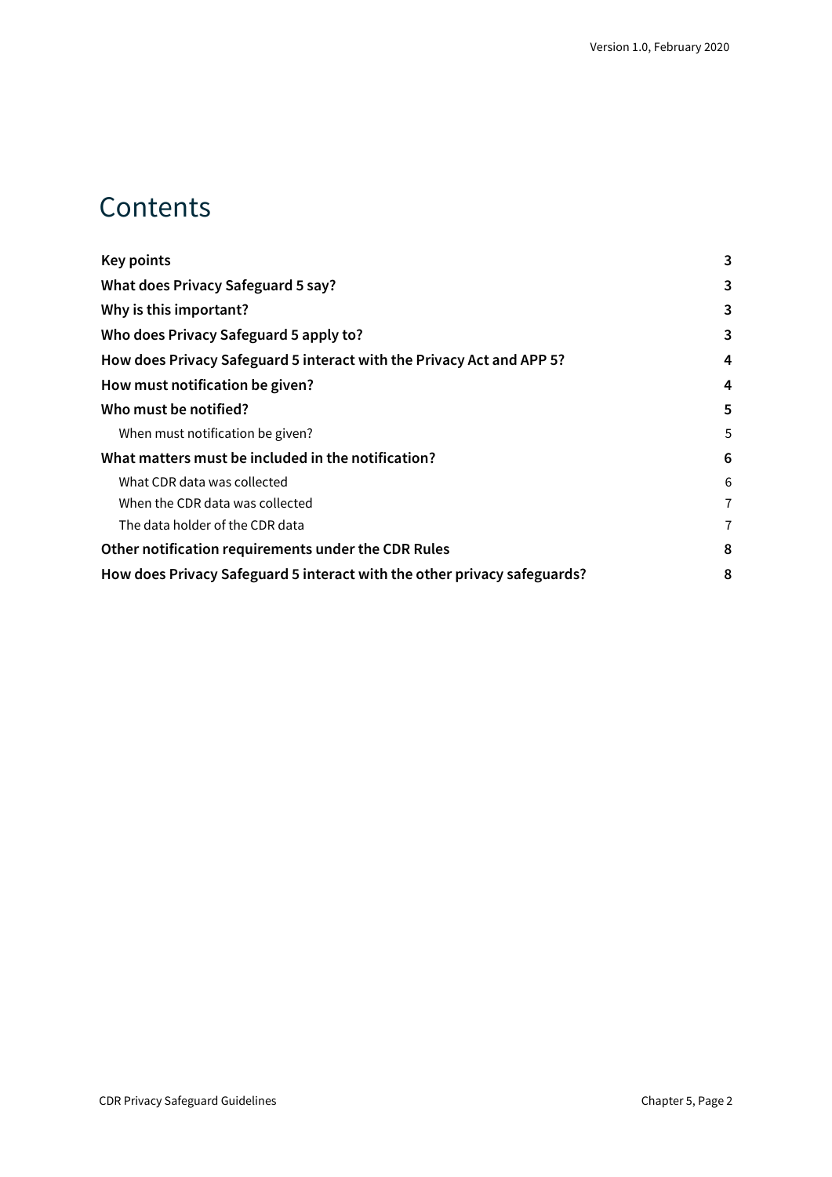# Contents

| | |
|---|---|
| **Key points** | **3** |
| **What does Privacy Safeguard 5 say?** | **3** |
| **Why is this important?** | **3** |
| **Who does Privacy Safeguard 5 apply to?** | **3** |
| **How does Privacy Safeguard 5 interact with the Privacy Act and APP 5?** | **4** |
| **How must notification be given?** | **4** |
| **Who must be notified?** | **5** |
| When must notification be given? | 5 |
| **What matters must be included in the notification?** | **6** |
| What CDR data was collected | 6 |
| When the CDR data was collected | 7 |
| The data holder of the CDR data | 7 |
| **Other notification requirements under the CDR Rules** | **8** |
| **How does Privacy Safeguard 5 interact with the other privacy safeguards?** | **8** |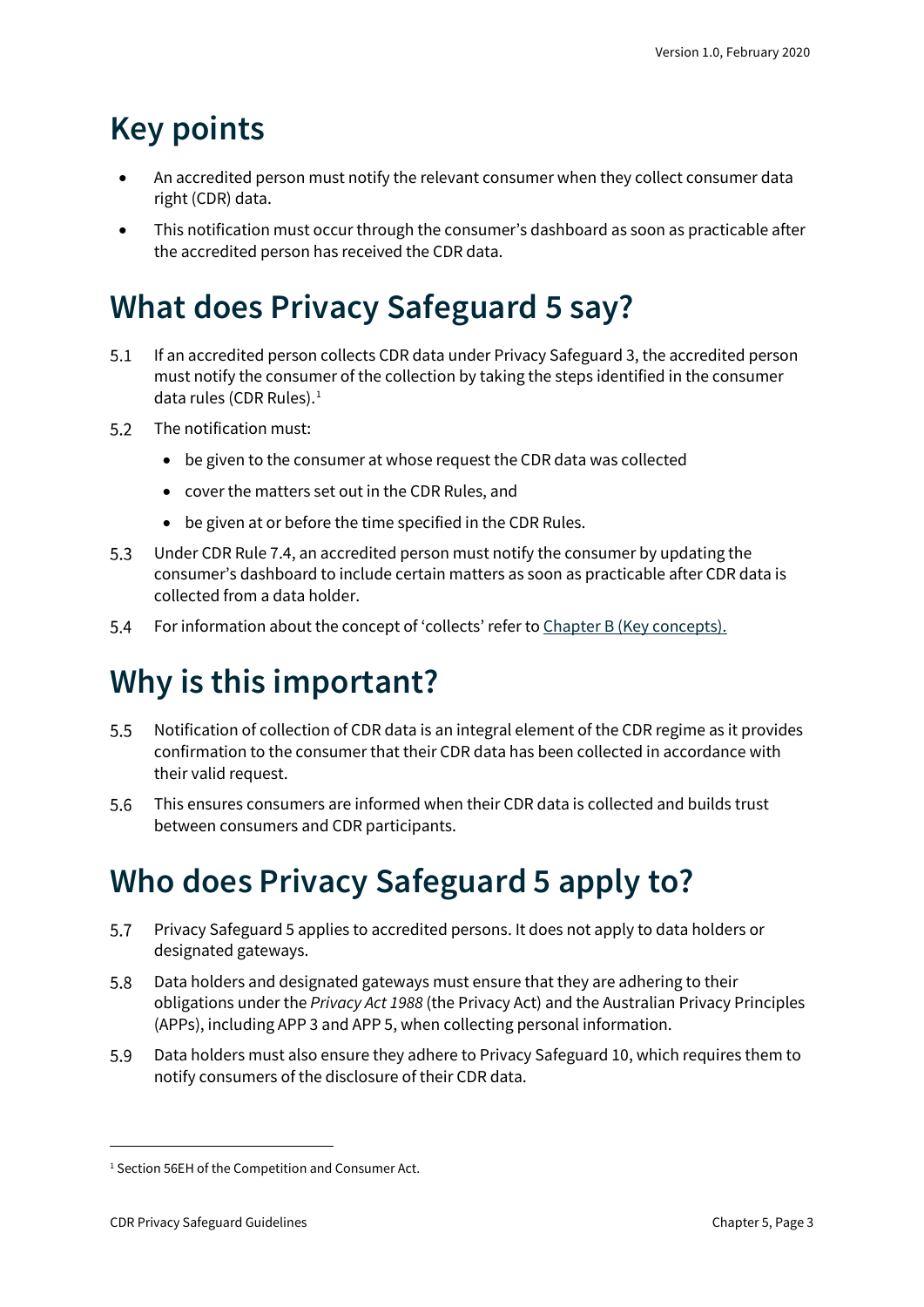# Key points

- An accredited person must notify the relevant consumer when they collect consumer data right (CDR) data.
- This notification must occur through the consumer's dashboard as soon as practicable after the accredited person has received the CDR data.

# What does Privacy Safeguard 5 say?

5.1 If an accredited person collects CDR data under Privacy Safeguard 3, the accredited person must notify the consumer of the collection by taking the steps identified in the consumer data rules (CDR Rules).[1]

5.2 The notification must:

- be given to the consumer at whose request the CDR data was collected
- cover the matters set out in the CDR Rules, and
- be given at or before the time specified in the CDR Rules.

5.3 Under CDR Rule 7.4, an accredited person must notify the consumer by updating the consumer's dashboard to include certain matters as soon as practicable after CDR data is collected from a data holder.

5.4 For information about the concept of 'collects' refer to Chapter B (Key concepts).

# Why is this important?

5.5 Notification of collection of CDR data is an integral element of the CDR regime as it provides confirmation to the consumer that their CDR data has been collected in accordance with their valid request.

5.6 This ensures consumers are informed when their CDR data is collected and builds trust between consumers and CDR participants.

# Who does Privacy Safeguard 5 apply to?

5.7 Privacy Safeguard 5 applies to accredited persons. It does not apply to data holders or designated gateways.

5.8 Data holders and designated gateways must ensure that they are adhering to their obligations under the *Privacy Act 1988* (the Privacy Act) and the Australian Privacy Principles (APPs), including APP 3 and APP 5, when collecting personal information.

5.9 Data holders must also ensure they adhere to Privacy Safeguard 10, which requires them to notify consumers of the disclosure of their CDR data.

---

[1] Section 56EH of the Competition and Consumer Act.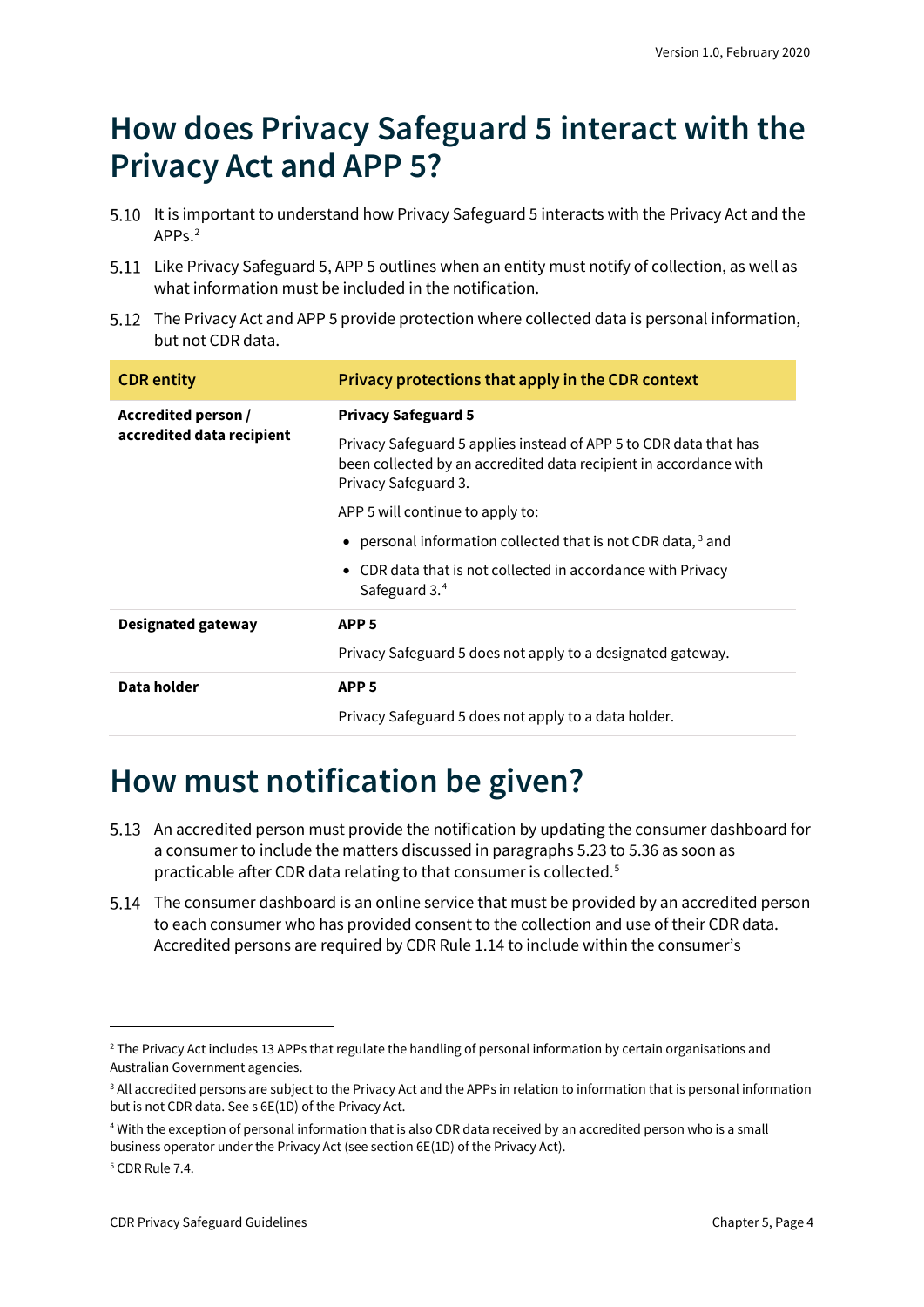## How does Privacy Safeguard 5 interact with the Privacy Act and APP 5?

5.10 It is important to understand how Privacy Safeguard 5 interacts with the Privacy Act and the APPs.[2]

5.11 Like Privacy Safeguard 5, APP 5 outlines when an entity must notify of collection, as well as what information must be included in the notification.

5.12 The Privacy Act and APP 5 provide protection where collected data is personal information, but not CDR data.

| CDR entity | Privacy protections that apply in the CDR context |
| --- | --- |
| **Accredited person / accredited data recipient** | **Privacy Safeguard 5**<br><br>Privacy Safeguard 5 applies instead of APP 5 to CDR data that has been collected by an accredited data recipient in accordance with Privacy Safeguard 3.<br><br>APP 5 will continue to apply to:<br>• personal information collected that is not CDR data,[3] and<br>• CDR data that is not collected in accordance with Privacy Safeguard 3.[4] |
| **Designated gateway** | **APP 5**<br><br>Privacy Safeguard 5 does not apply to a designated gateway. |
| **Data holder** | **APP 5**<br><br>Privacy Safeguard 5 does not apply to a data holder. |

## How must notification be given?

5.13 An accredited person must provide the notification by updating the consumer dashboard for a consumer to include the matters discussed in paragraphs 5.23 to 5.36 as soon as practicable after CDR data relating to that consumer is collected.[5]

5.14 The consumer dashboard is an online service that must be provided by an accredited person to each consumer who has provided consent to the collection and use of their CDR data. Accredited persons are required by CDR Rule 1.14 to include within the consumer's

---

[2] The Privacy Act includes 13 APPs that regulate the handling of personal information by certain organisations and Australian Government agencies.

[3] All accredited persons are subject to the Privacy Act and the APPs in relation to information that is personal information but is not CDR data. See s 6E(1D) of the Privacy Act.

[4] With the exception of personal information that is also CDR data received by an accredited person who is a small business operator under the Privacy Act (see section 6E(1D) of the Privacy Act).

[5] CDR Rule 7.4.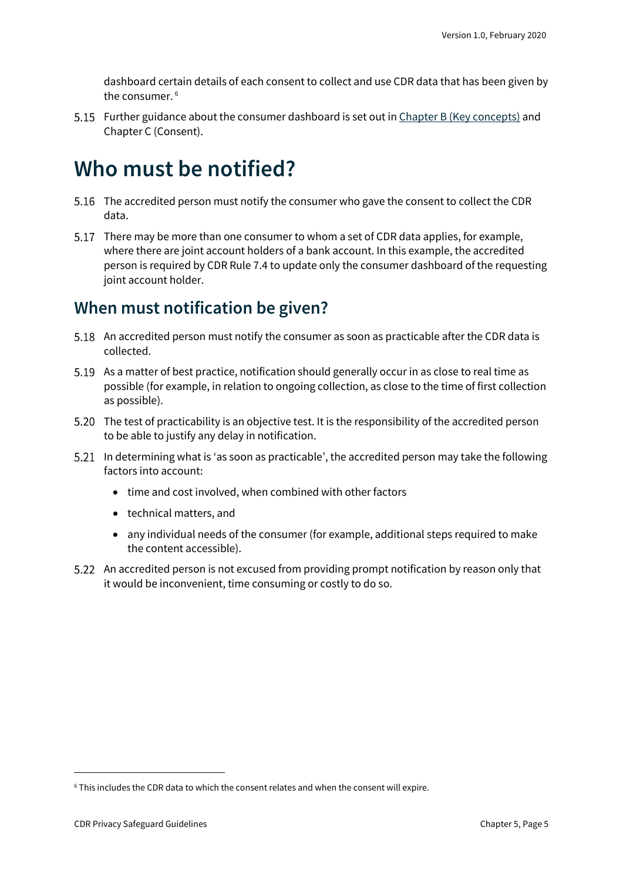dashboard certain details of each consent to collect and use CDR data that has been given by the consumer. [6]

5.15 Further guidance about the consumer dashboard is set out in Chapter B (Key concepts) and Chapter C (Consent).

# Who must be notified?

5.16 The accredited person must notify the consumer who gave the consent to collect the CDR data.

5.17 There may be more than one consumer to whom a set of CDR data applies, for example, where there are joint account holders of a bank account. In this example, the accredited person is required by CDR Rule 7.4 to update only the consumer dashboard of the requesting joint account holder.

## When must notification be given?

5.18 An accredited person must notify the consumer as soon as practicable after the CDR data is collected.

5.19 As a matter of best practice, notification should generally occur in as close to real time as possible (for example, in relation to ongoing collection, as close to the time of first collection as possible).

5.20 The test of practicability is an objective test. It is the responsibility of the accredited person to be able to justify any delay in notification.

5.21 In determining what is 'as soon as practicable', the accredited person may take the following factors into account:

- time and cost involved, when combined with other factors
- technical matters, and
- any individual needs of the consumer (for example, additional steps required to make the content accessible).

5.22 An accredited person is not excused from providing prompt notification by reason only that it would be inconvenient, time consuming or costly to do so.

---

[6] This includes the CDR data to which the consent relates and when the consent will expire.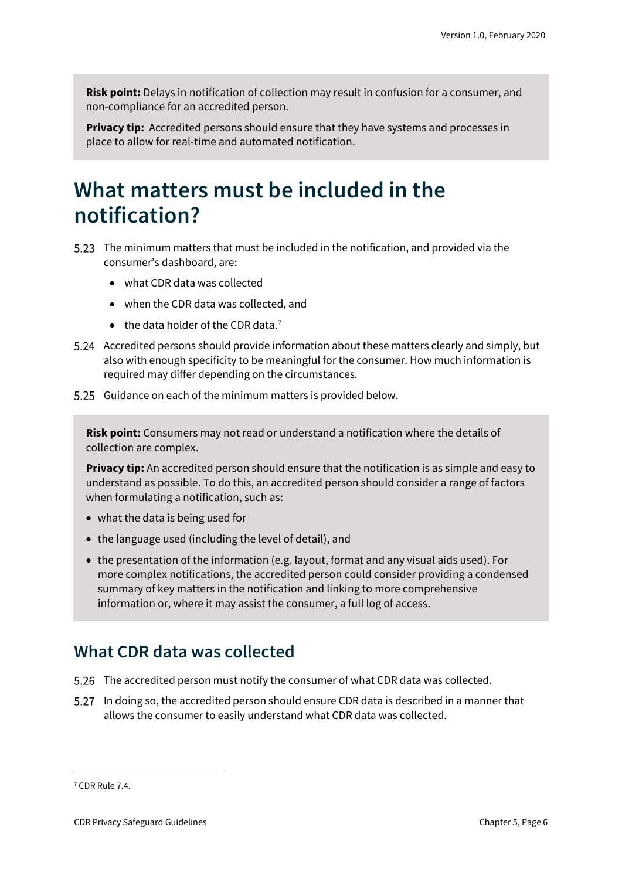**Risk point:** Delays in notification of collection may result in confusion for a consumer, and non-compliance for an accredited person.

**Privacy tip:** Accredited persons should ensure that they have systems and processes in place to allow for real-time and automated notification.

# What matters must be included in the notification?

5.23 The minimum matters that must be included in the notification, and provided via the consumer's dashboard, are:

- what CDR data was collected
- when the CDR data was collected, and
- the data holder of the CDR data.[7]

5.24 Accredited persons should provide information about these matters clearly and simply, but also with enough specificity to be meaningful for the consumer. How much information is required may differ depending on the circumstances.

5.25 Guidance on each of the minimum matters is provided below.

**Risk point:** Consumers may not read or understand a notification where the details of collection are complex.

**Privacy tip:** An accredited person should ensure that the notification is as simple and easy to understand as possible. To do this, an accredited person should consider a range of factors when formulating a notification, such as:

- what the data is being used for
- the language used (including the level of detail), and
- the presentation of the information (e.g. layout, format and any visual aids used). For more complex notifications, the accredited person could consider providing a condensed summary of key matters in the notification and linking to more comprehensive information or, where it may assist the consumer, a full log of access.

## What CDR data was collected

5.26 The accredited person must notify the consumer of what CDR data was collected.

5.27 In doing so, the accredited person should ensure CDR data is described in a manner that allows the consumer to easily understand what CDR data was collected.

[7] CDR Rule 7.4.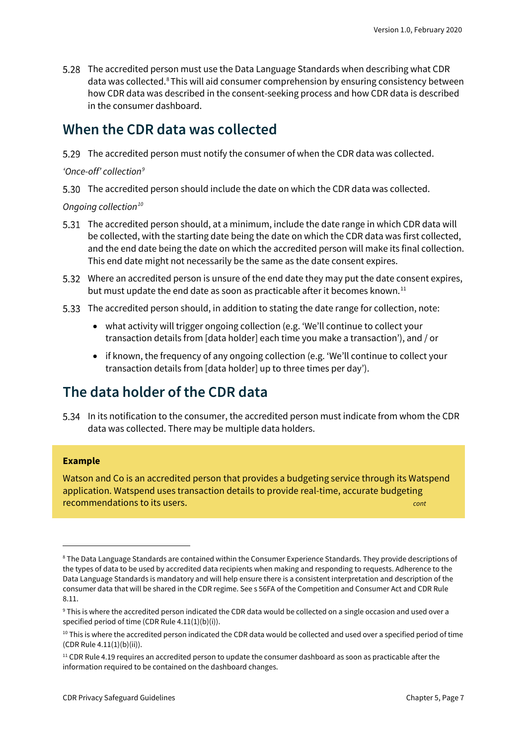5.28 The accredited person must use the Data Language Standards when describing what CDR data was collected.[8] This will aid consumer comprehension by ensuring consistency between how CDR data was described in the consent-seeking process and how CDR data is described in the consumer dashboard.

## When the CDR data was collected

5.29 The accredited person must notify the consumer of when the CDR data was collected.

*'Once-off' collection*[9]

5.30 The accredited person should include the date on which the CDR data was collected.

*Ongoing collection*[10]

5.31 The accredited person should, at a minimum, include the date range in which CDR data will be collected, with the starting date being the date on which the CDR data was first collected, and the end date being the date on which the accredited person will make its final collection. This end date might not necessarily be the same as the date consent expires.

5.32 Where an accredited person is unsure of the end date they may put the date consent expires, but must update the end date as soon as practicable after it becomes known.[11]

5.33 The accredited person should, in addition to stating the date range for collection, note:

- what activity will trigger ongoing collection (e.g. 'We'll continue to collect your transaction details from [data holder] each time you make a transaction'), and / or
- if known, the frequency of any ongoing collection (e.g. 'We'll continue to collect your transaction details from [data holder] up to three times per day').

## The data holder of the CDR data

5.34 In its notification to the consumer, the accredited person must indicate from whom the CDR data was collected. There may be multiple data holders.

**Example**

Watson and Co is an accredited person that provides a budgeting service through its Watspend application. Watspend uses transaction details to provide real-time, accurate budgeting recommendations to its users. *cont*

---

[8] The Data Language Standards are contained within the Consumer Experience Standards. They provide descriptions of the types of data to be used by accredited data recipients when making and responding to requests. Adherence to the Data Language Standards is mandatory and will help ensure there is a consistent interpretation and description of the consumer data that will be shared in the CDR regime. See s 56FA of the Competition and Consumer Act and CDR Rule 8.11.

[9] This is where the accredited person indicated the CDR data would be collected on a single occasion and used over a specified period of time (CDR Rule 4.11(1)(b)(i)).

[10] This is where the accredited person indicated the CDR data would be collected and used over a specified period of time (CDR Rule 4.11(1)(b)(ii)).

[11] CDR Rule 4.19 requires an accredited person to update the consumer dashboard as soon as practicable after the information required to be contained on the dashboard changes.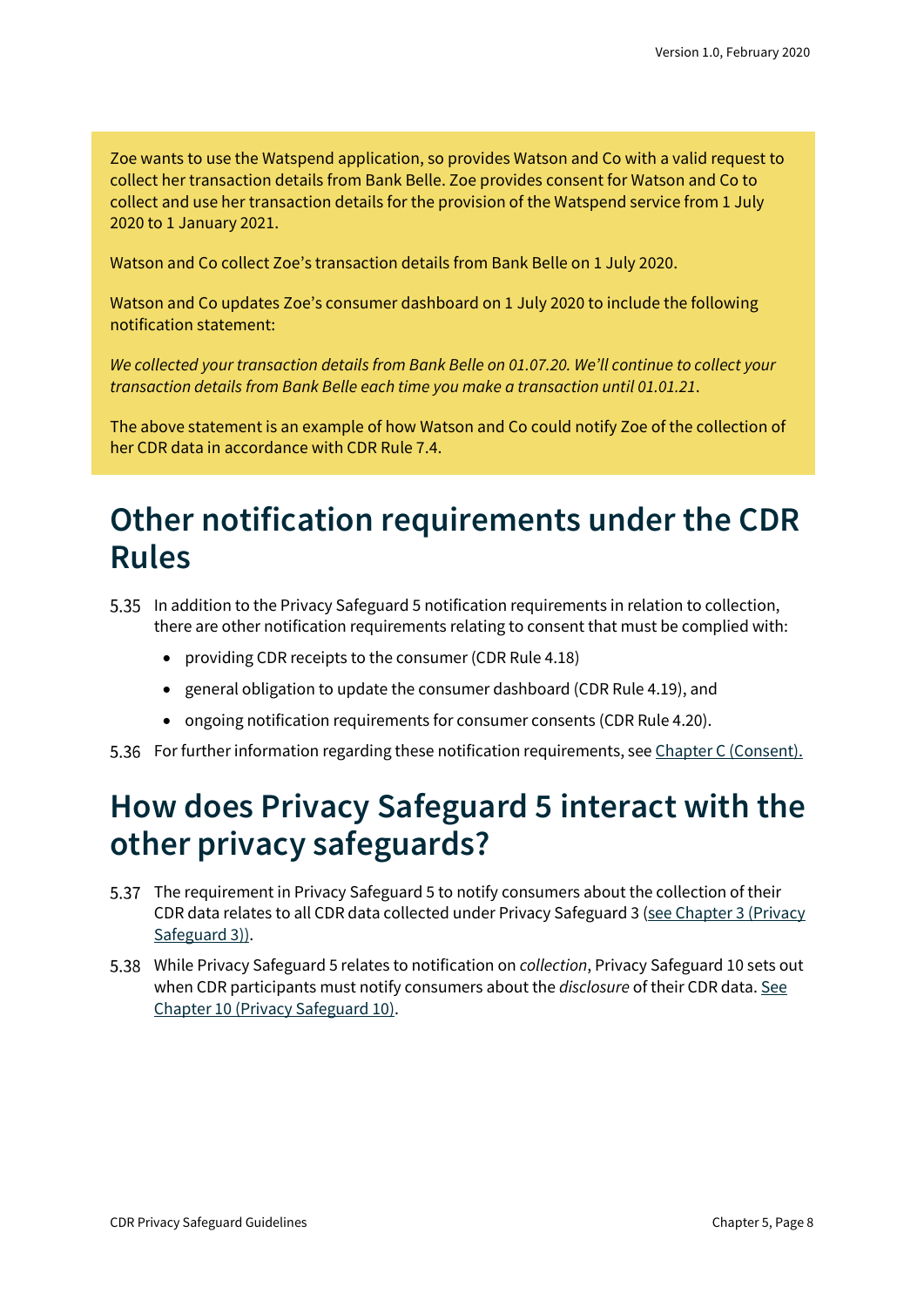Zoe wants to use the Watspend application, so provides Watson and Co with a valid request to collect her transaction details from Bank Belle. Zoe provides consent for Watson and Co to collect and use her transaction details for the provision of the Watspend service from 1 July 2020 to 1 January 2021.

Watson and Co collect Zoe's transaction details from Bank Belle on 1 July 2020.

Watson and Co updates Zoe's consumer dashboard on 1 July 2020 to include the following notification statement:

*We collected your transaction details from Bank Belle on 01.07.20. We'll continue to collect your transaction details from Bank Belle each time you make a transaction until 01.01.21*.

The above statement is an example of how Watson and Co could notify Zoe of the collection of her CDR data in accordance with CDR Rule 7.4.

# Other notification requirements under the CDR Rules

5.35 In addition to the Privacy Safeguard 5 notification requirements in relation to collection, there are other notification requirements relating to consent that must be complied with:

- providing CDR receipts to the consumer (CDR Rule 4.18)
- general obligation to update the consumer dashboard (CDR Rule 4.19), and
- ongoing notification requirements for consumer consents (CDR Rule 4.20).

5.36 For further information regarding these notification requirements, see Chapter C (Consent).

# How does Privacy Safeguard 5 interact with the other privacy safeguards?

5.37 The requirement in Privacy Safeguard 5 to notify consumers about the collection of their CDR data relates to all CDR data collected under Privacy Safeguard 3 (see Chapter 3 (Privacy Safeguard 3)).

5.38 While Privacy Safeguard 5 relates to notification on *collection*, Privacy Safeguard 10 sets out when CDR participants must notify consumers about the *disclosure* of their CDR data. See Chapter 10 (Privacy Safeguard 10).